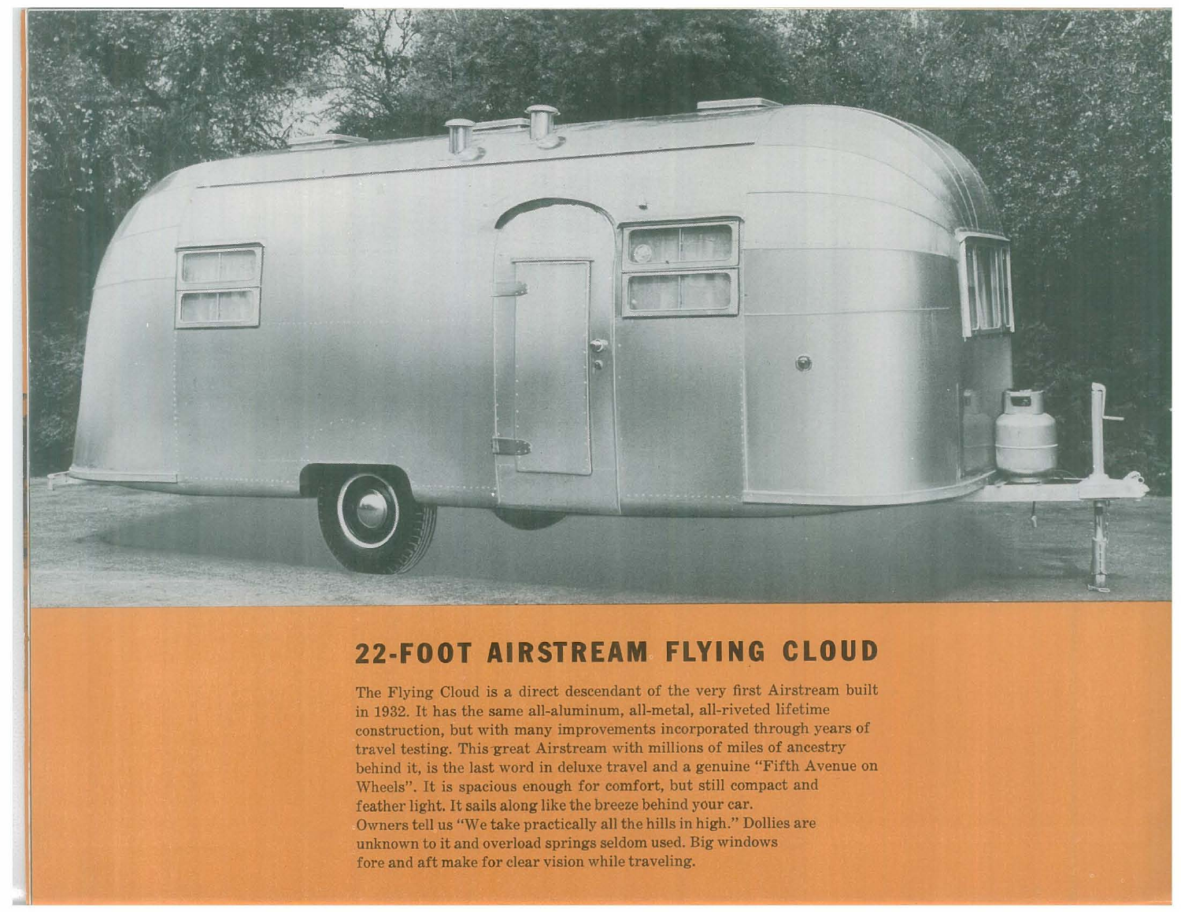## 22-FOOT AIRSTREAM FLYING CLOUD

The Flying Cloud is a direct descendant of the very first Airstream built in 1932. It has the same all-aluminum, all-metal, all-riveted lifetime construction, but with many improvements incorporated through years of travel testing. This great Airstream with millions of miles of ancestry behind it, is the last word in deluxe travel and a genuine "Fifth Avenue on Wheels". It is spacious enough for comfort, but still compact and feather light. It sails along like the breeze behind your car. Owners tell us "We take practically all the hills in high." Dollies are unknown to it and overload springs seldom used. Big windows fore and aft make for clear vision while traveling.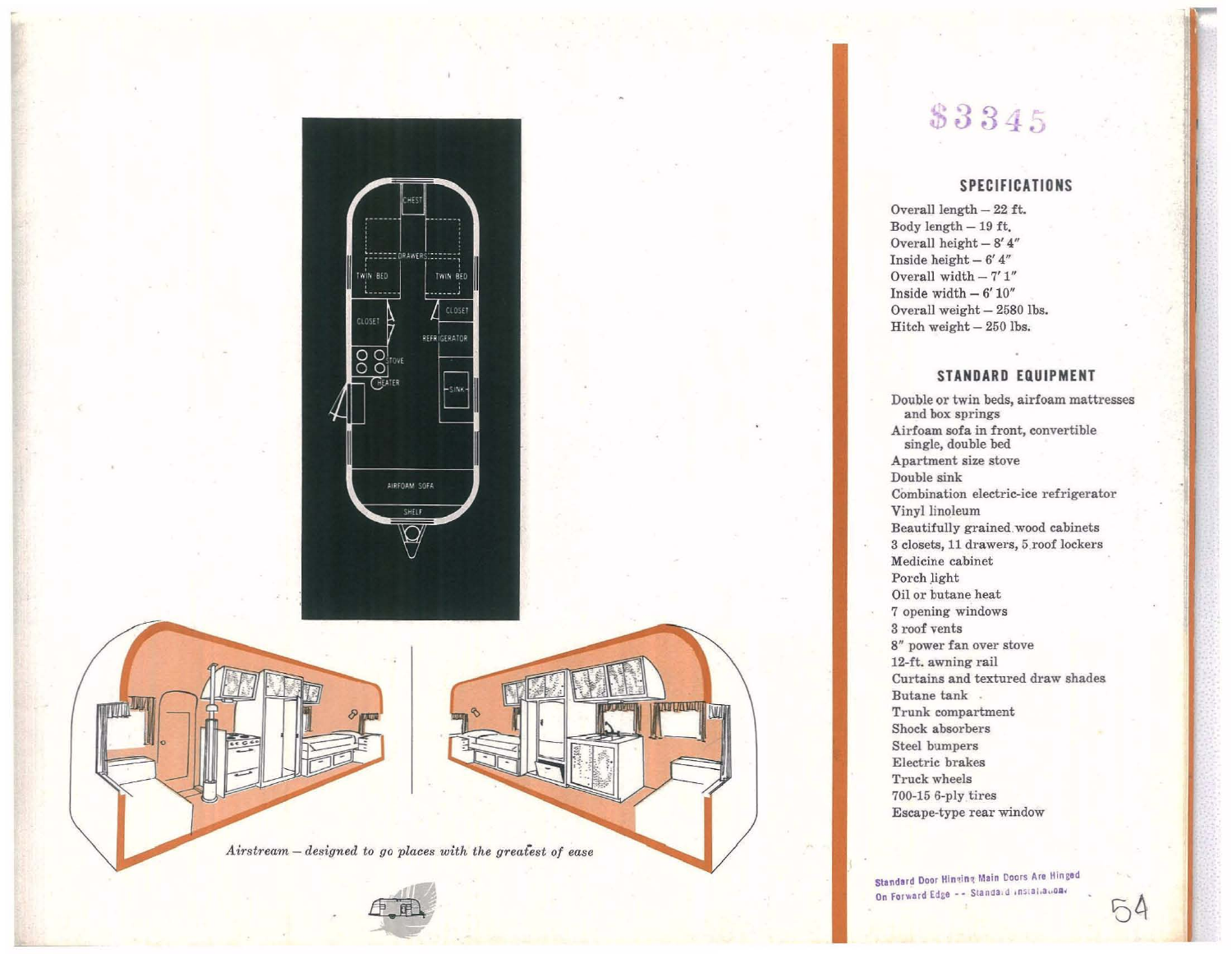*Airstream — designed to go places with the greatest of ease*

$3345

## SPECIFICATIONS

Overall length — 22 ft.
Body length — 19 ft.
Overall height — 8′ 4″
Inside height — 6′ 4″
Overall width — 7′ 1″
Inside width — 6′ 10″
Overall weight — 2580 lbs.
Hitch weight — 250 lbs.

## STANDARD EQUIPMENT

Double or twin beds, airfoam mattresses and box springs
Airfoam sofa in front, convertible single, double bed
Apartment size stove
Double sink
Combination electric-ice refrigerator
Vinyl linoleum
Beautifully grained wood cabinets
3 closets, 11 drawers, 5 roof lockers
Medicine cabinet
Porch light
Oil or butane heat
7 opening windows
3 roof vents
8″ power fan over stove
12-ft. awning rail
Curtains and textured draw shades
Butane tank
Trunk compartment
Shock absorbers
Steel bumpers
Electric brakes
Truck wheels
700-15 6-ply tires
Escape-type rear window

Standard Door Hinging Main Doors Are Hinged On Forward Edge -- Standard Installation